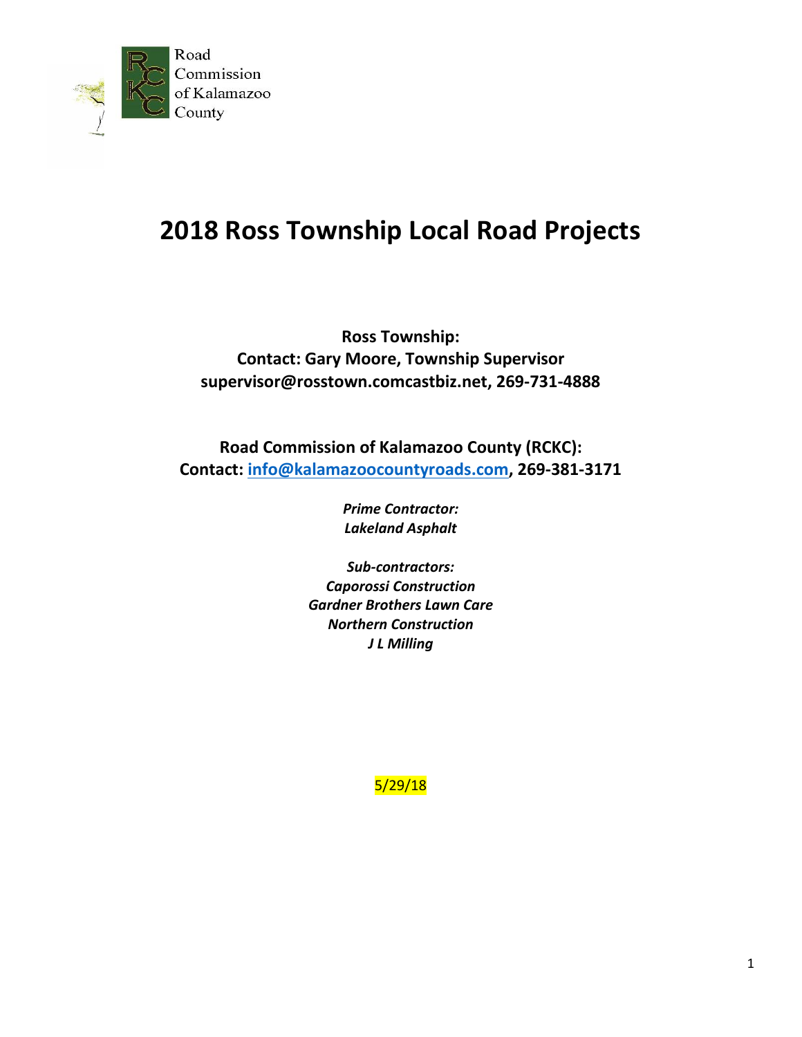Road Commission of Kalamazoo County

# 2018 Ross Township Local Road Projects

**Ross Township:**
**Contact: Gary Moore, Township Supervisor**
**supervisor@rosstown.comcastbiz.net, 269-731-4888**

**Road Commission of Kalamazoo County (RCKC):**
**Contact: info@kalamazoocountyroads.com, 269-381-3171**

***Prime Contractor:***
***Lakeland Asphalt***

***Sub-contractors:***
***Caporossi Construction***
***Gardner Brothers Lawn Care***
***Northern Construction***
***J L Milling***

5/29/18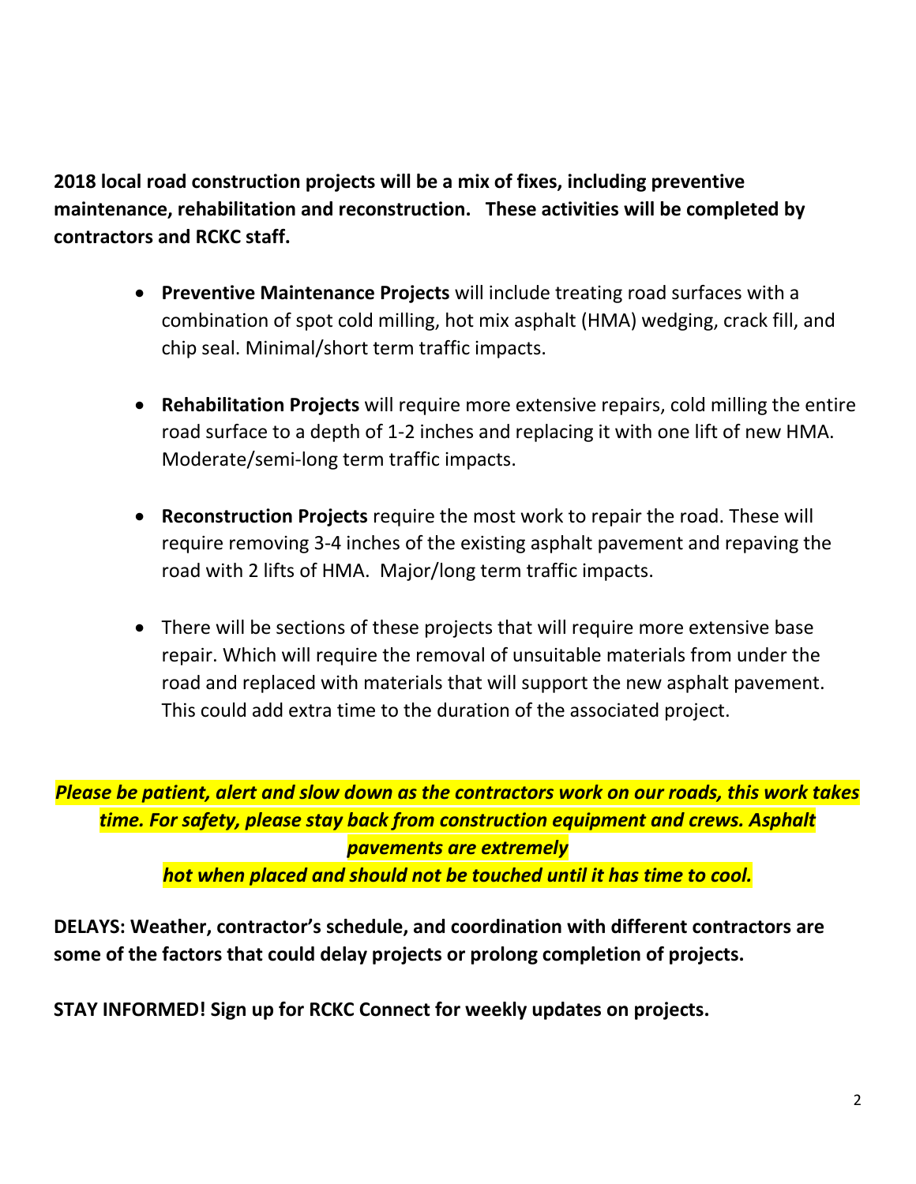**2018 local road construction projects will be a mix of fixes, including preventive maintenance, rehabilitation and reconstruction. These activities will be completed by contractors and RCKC staff.**

- **Preventive Maintenance Projects** will include treating road surfaces with a combination of spot cold milling, hot mix asphalt (HMA) wedging, crack fill, and chip seal. Minimal/short term traffic impacts.
- **Rehabilitation Projects** will require more extensive repairs, cold milling the entire road surface to a depth of 1-2 inches and replacing it with one lift of new HMA. Moderate/semi-long term traffic impacts.
- **Reconstruction Projects** require the most work to repair the road. These will require removing 3-4 inches of the existing asphalt pavement and repaving the road with 2 lifts of HMA. Major/long term traffic impacts.
- There will be sections of these projects that will require more extensive base repair. Which will require the removal of unsuitable materials from under the road and replaced with materials that will support the new asphalt pavement. This could add extra time to the duration of the associated project.

***Please be patient, alert and slow down as the contractors work on our roads, this work takes time. For safety, please stay back from construction equipment and crews. Asphalt pavements are extremely hot when placed and should not be touched until it has time to cool.***

**DELAYS: Weather, contractor's schedule, and coordination with different contractors are some of the factors that could delay projects or prolong completion of projects.**

**STAY INFORMED! Sign up for RCKC Connect for weekly updates on projects.**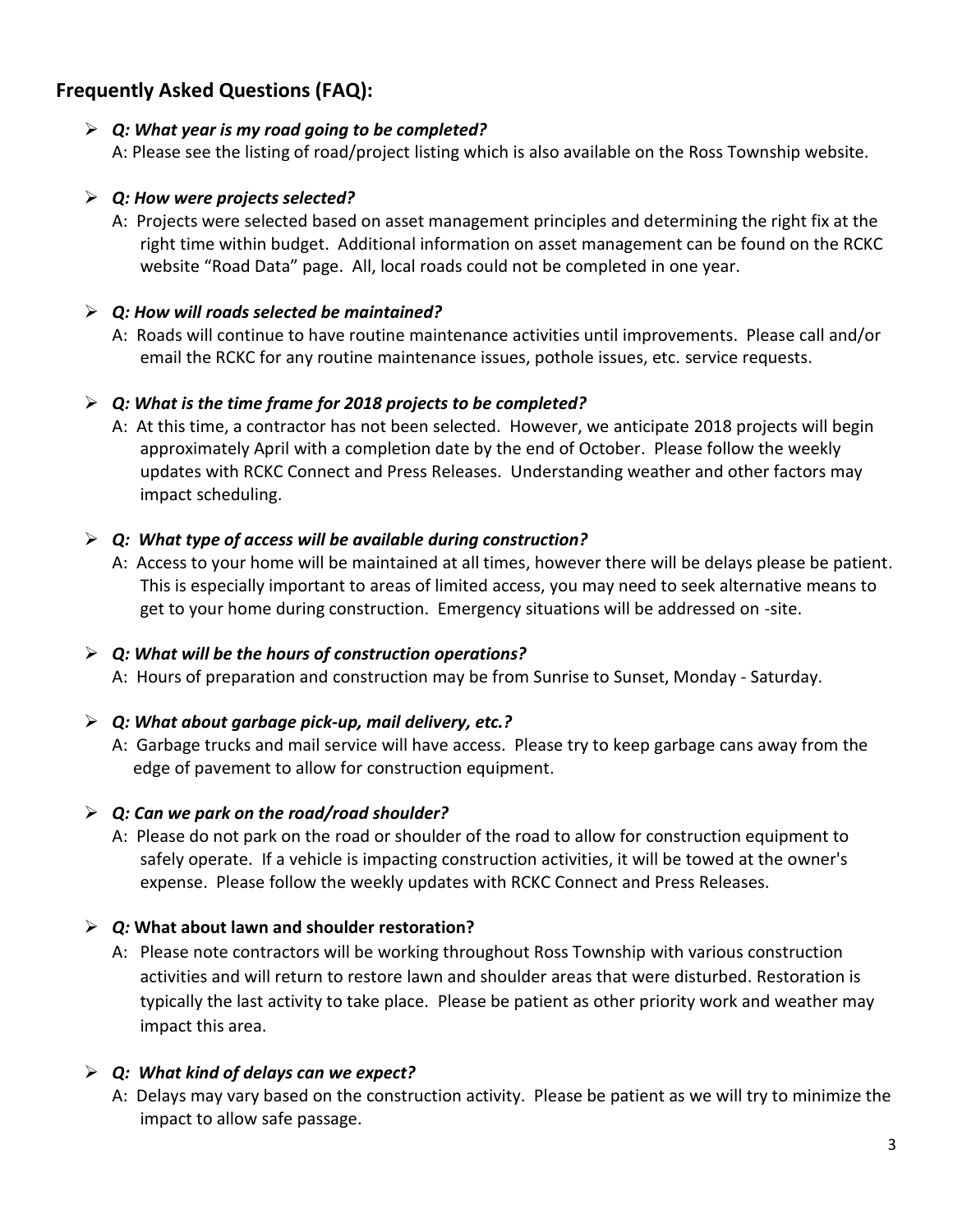## Frequently Asked Questions (FAQ):

- ***Q: What year is my road going to be completed?***
  A: Please see the listing of road/project listing which is also available on the Ross Township website.

- ***Q: How were projects selected?***
  A: Projects were selected based on asset management principles and determining the right fix at the right time within budget. Additional information on asset management can be found on the RCKC website "Road Data" page. All, local roads could not be completed in one year.

- ***Q: How will roads selected be maintained?***
  A: Roads will continue to have routine maintenance activities until improvements. Please call and/or email the RCKC for any routine maintenance issues, pothole issues, etc. service requests.

- ***Q: What is the time frame for 2018 projects to be completed?***
  A: At this time, a contractor has not been selected. However, we anticipate 2018 projects will begin approximately April with a completion date by the end of October. Please follow the weekly updates with RCKC Connect and Press Releases. Understanding weather and other factors may impact scheduling.

- ***Q: What type of access will be available during construction?***
  A: Access to your home will be maintained at all times, however there will be delays please be patient. This is especially important to areas of limited access, you may need to seek alternative means to get to your home during construction. Emergency situations will be addressed on -site.

- ***Q: What will be the hours of construction operations?***
  A: Hours of preparation and construction may be from Sunrise to Sunset, Monday - Saturday.

- ***Q: What about garbage pick-up, mail delivery, etc.?***
  A: Garbage trucks and mail service will have access. Please try to keep garbage cans away from the edge of pavement to allow for construction equipment.

- ***Q: Can we park on the road/road shoulder?***
  A: Please do not park on the road or shoulder of the road to allow for construction equipment to safely operate. If a vehicle is impacting construction activities, it will be towed at the owner's expense. Please follow the weekly updates with RCKC Connect and Press Releases.

- ***Q:*** **What about lawn and shoulder restoration?**
  A: Please note contractors will be working throughout Ross Township with various construction activities and will return to restore lawn and shoulder areas that were disturbed. Restoration is typically the last activity to take place. Please be patient as other priority work and weather may impact this area.

- ***Q: What kind of delays can we expect?***
  A: Delays may vary based on the construction activity. Please be patient as we will try to minimize the impact to allow safe passage.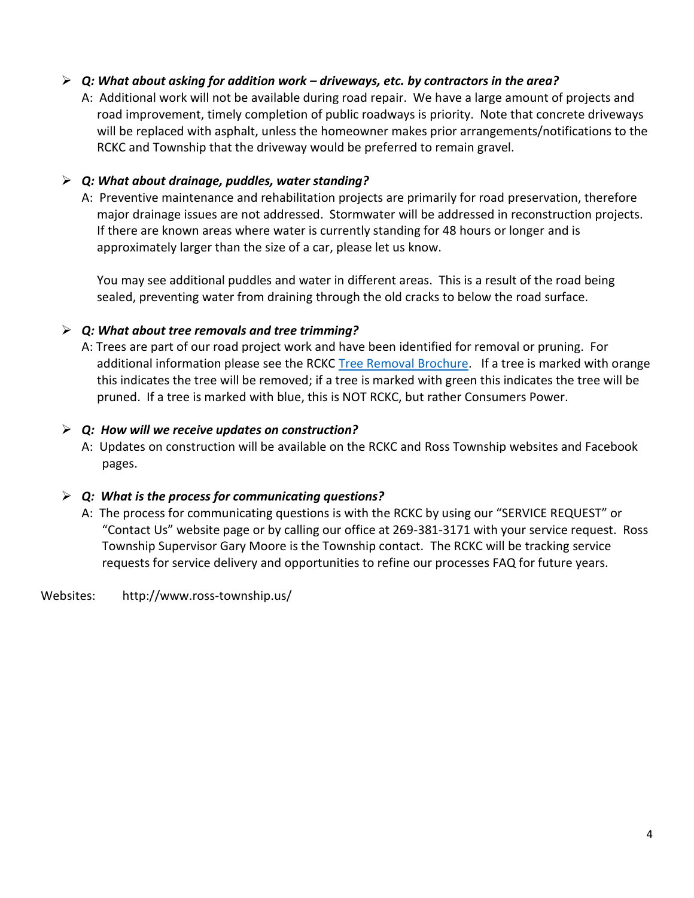- ***Q: What about asking for addition work – driveways, etc. by contractors in the area?***

  A: Additional work will not be available during road repair. We have a large amount of projects and road improvement, timely completion of public roadways is priority. Note that concrete driveways will be replaced with asphalt, unless the homeowner makes prior arrangements/notifications to the RCKC and Township that the driveway would be preferred to remain gravel.

- ***Q: What about drainage, puddles, water standing?***

  A: Preventive maintenance and rehabilitation projects are primarily for road preservation, therefore major drainage issues are not addressed. Stormwater will be addressed in reconstruction projects. If there are known areas where water is currently standing for 48 hours or longer and is approximately larger than the size of a car, please let us know.

  You may see additional puddles and water in different areas. This is a result of the road being sealed, preventing water from draining through the old cracks to below the road surface.

- ***Q: What about tree removals and tree trimming?***

  A: Trees are part of our road project work and have been identified for removal or pruning. For additional information please see the RCKC Tree Removal Brochure. If a tree is marked with orange this indicates the tree will be removed; if a tree is marked with green this indicates the tree will be pruned. If a tree is marked with blue, this is NOT RCKC, but rather Consumers Power.

- ***Q: How will we receive updates on construction?***

  A: Updates on construction will be available on the RCKC and Ross Township websites and Facebook pages.

- ***Q: What is the process for communicating questions?***

  A: The process for communicating questions is with the RCKC by using our "SERVICE REQUEST" or "Contact Us" website page or by calling our office at 269-381-3171 with your service request. Ross Township Supervisor Gary Moore is the Township contact. The RCKC will be tracking service requests for service delivery and opportunities to refine our processes FAQ for future years.

Websites: http://www.ross-township.us/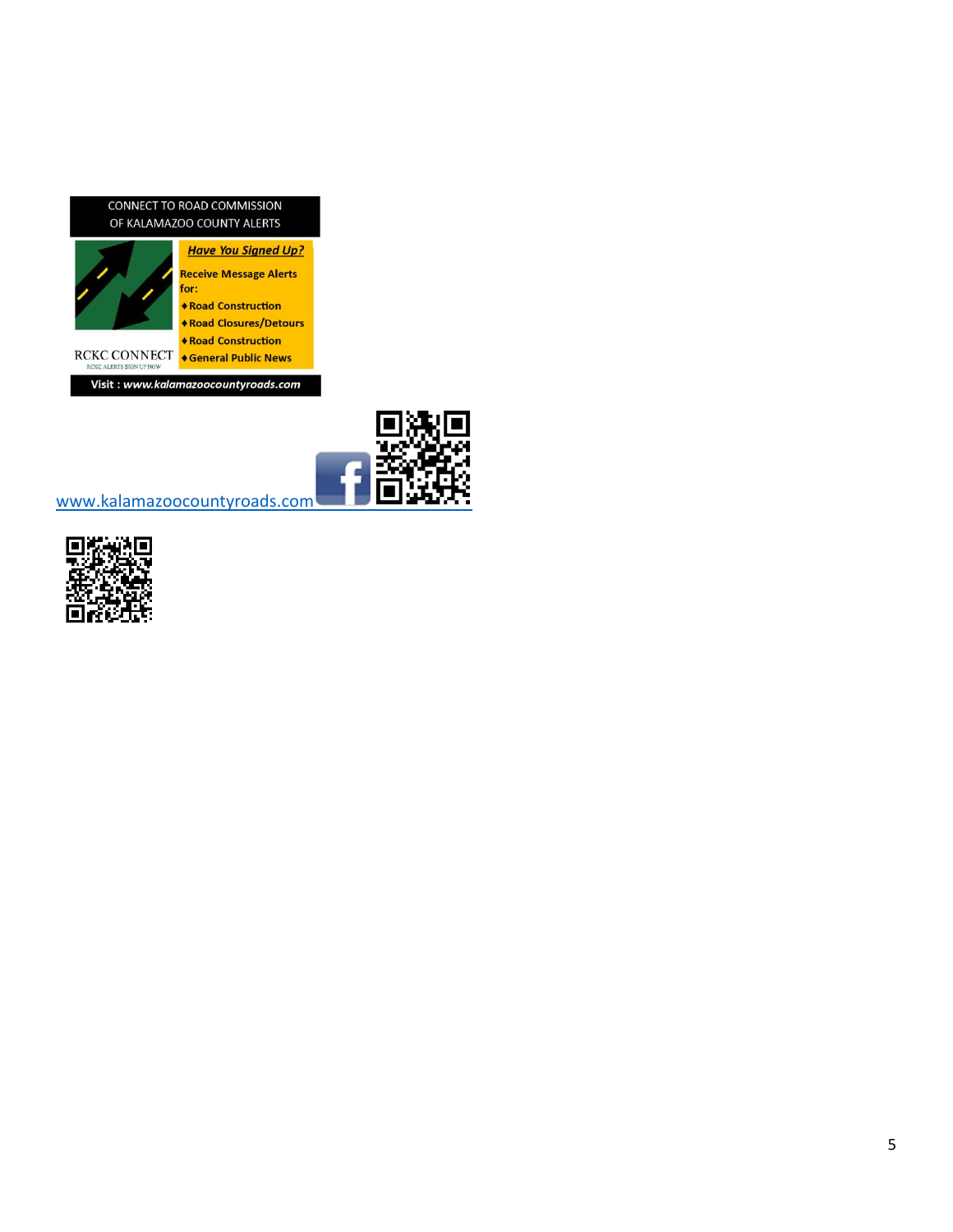CONNECT TO ROAD COMMISSION OF KALAMAZOO COUNTY ALERTS

RCKC CONNECT

RCKC ALERTS SIGN UP NOW

***Have You Signed Up?***

**Receive Message Alerts for:**

- **Road Construction**
- **Road Closures/Detours**
- **Road Construction**
- **General Public News**

**Visit : *www.kalamazoocountyroads.com***

www.kalamazoocountyroads.com